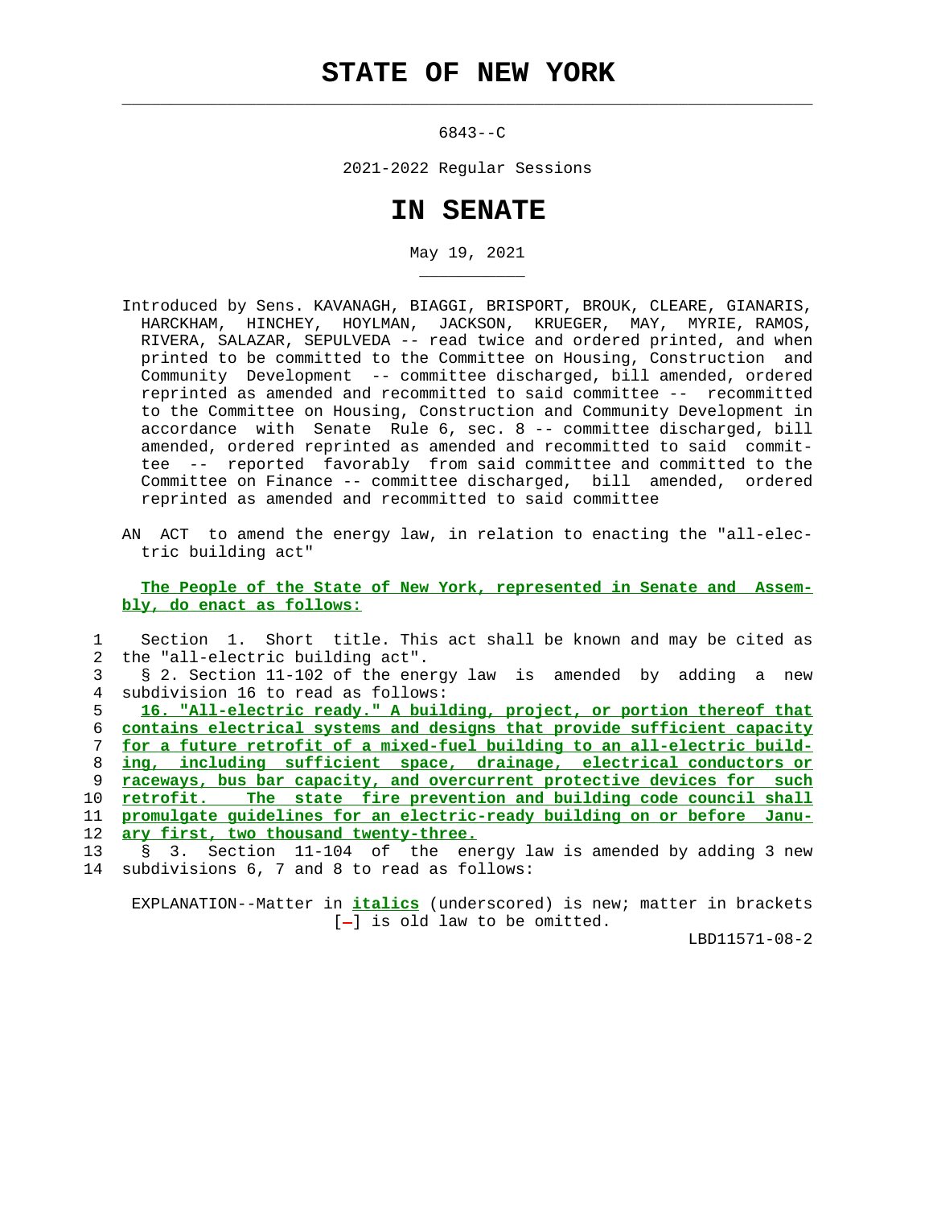# STATE OF NEW YORK

6843--C

2021-2022 Regular Sessions

# IN SENATE

May 19, 2021

Introduced by Sens. KAVANAGH, BIAGGI, BRISPORT, BROUK, CLEARE, GIANARIS, HARCKHAM, HINCHEY, HOYLMAN, JACKSON, KRUEGER, MAY, MYRIE, RAMOS, RIVERA, SALAZAR, SEPULVEDA -- read twice and ordered printed, and when printed to be committed to the Committee on Housing, Construction and Community Development -- committee discharged, bill amended, ordered reprinted as amended and recommitted to said committee -- recommitted to the Committee on Housing, Construction and Community Development in accordance with Senate Rule 6, sec. 8 -- committee discharged, bill amended, ordered reprinted as amended and recommitted to said committee -- reported favorably from said committee and committed to the Committee on Finance -- committee discharged, bill amended, ordered reprinted as amended and recommitted to said committee

AN ACT to amend the energy law, in relation to enacting the "all-electric building act"

**The People of the State of New York, represented in Senate and Assembly, do enact as follows:**

1 Section 1. Short title. This act shall be known and may be cited as
2 the "all-electric building act".
3 § 2. Section 11-102 of the energy law is amended by adding a new
4 subdivision 16 to read as follows:
5 *16. "All-electric ready." A building, project, or portion thereof that*
6 *contains electrical systems and designs that provide sufficient capacity*
7 *for a future retrofit of a mixed-fuel building to an all-electric build-*
8 *ing, including sufficient space, drainage, electrical conductors or*
9 *raceways, bus bar capacity, and overcurrent protective devices for such*
10 *retrofit. The state fire prevention and building code council shall*
11 *promulgate guidelines for an electric-ready building on or before Janu-*
12 *ary first, two thousand twenty-three.*
13 § 3. Section 11-104 of the energy law is amended by adding 3 new
14 subdivisions 6, 7 and 8 to read as follows:

EXPLANATION--Matter in *italics* (underscored) is new; matter in brackets [-] is old law to be omitted.

LBD11571-08-2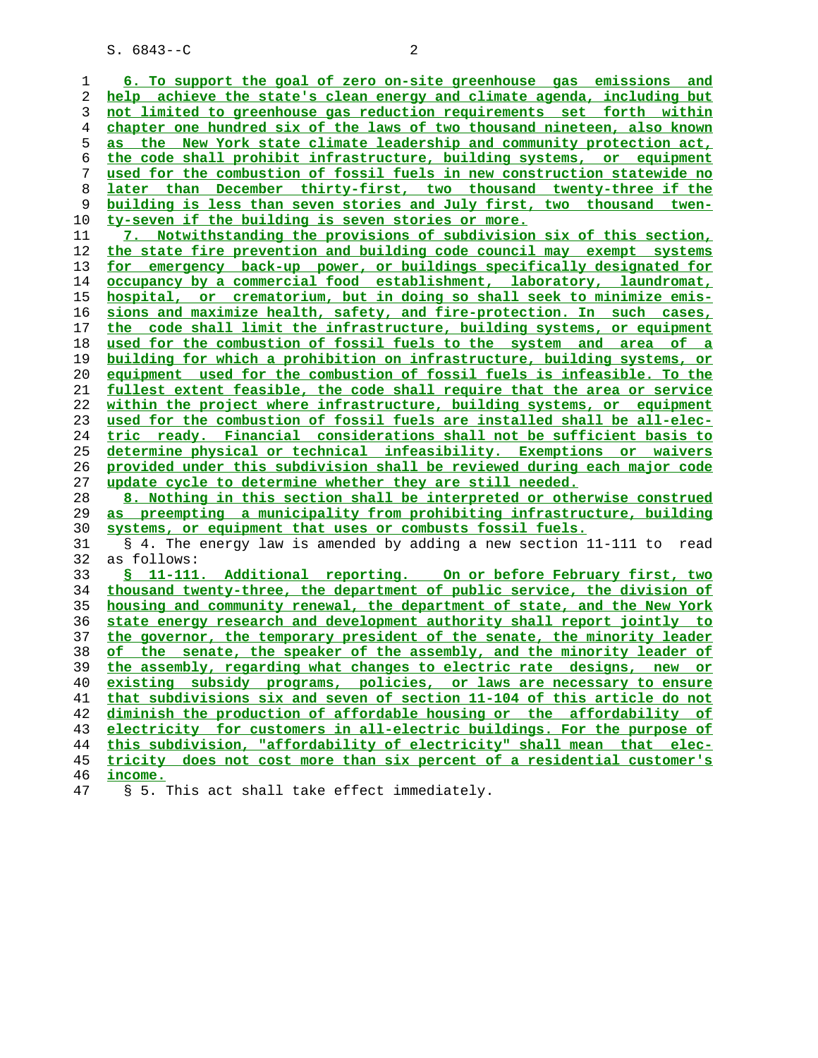6. To support the goal of zero on-site greenhouse gas emissions and help achieve the state's clean energy and climate agenda, including but not limited to greenhouse gas reduction requirements set forth within chapter one hundred six of the laws of two thousand nineteen, also known as the New York state climate leadership and community protection act, the code shall prohibit infrastructure, building systems, or equipment used for the combustion of fossil fuels in new construction statewide no later than December thirty-first, two thousand twenty-three if the building is less than seven stories and July first, two thousand twenty-seven if the building is seven stories or more.

7. Notwithstanding the provisions of subdivision six of this section, the state fire prevention and building code council may exempt systems for emergency back-up power, or buildings specifically designated for occupancy by a commercial food establishment, laboratory, laundromat, hospital, or crematorium, but in doing so shall seek to minimize emissions and maximize health, safety, and fire-protection. In such cases, the code shall limit the infrastructure, building systems, or equipment used for the combustion of fossil fuels to the system and area of a building for which a prohibition on infrastructure, building systems, or equipment used for the combustion of fossil fuels is infeasible. To the fullest extent feasible, the code shall require that the area or service within the project where infrastructure, building systems, or equipment used for the combustion of fossil fuels are installed shall be all-electric ready. Financial considerations shall not be sufficient basis to determine physical or technical infeasibility. Exemptions or waivers provided under this subdivision shall be reviewed during each major code update cycle to determine whether they are still needed.

8. Nothing in this section shall be interpreted or otherwise construed as preempting a municipality from prohibiting infrastructure, building systems, or equipment that uses or combusts fossil fuels.

§ 4. The energy law is amended by adding a new section 11-111 to read as follows:

§ 11-111. Additional reporting. On or before February first, two thousand twenty-three, the department of public service, the division of housing and community renewal, the department of state, and the New York state energy research and development authority shall report jointly to the governor, the temporary president of the senate, the minority leader of the senate, the speaker of the assembly, and the minority leader of the assembly, regarding what changes to electric rate designs, new or existing subsidy programs, policies, or laws are necessary to ensure that subdivisions six and seven of section 11-104 of this article do not diminish the production of affordable housing or the affordability of electricity for customers in all-electric buildings. For the purpose of this subdivision, "affordability of electricity" shall mean that electricity does not cost more than six percent of a residential customer's income.

§ 5. This act shall take effect immediately.